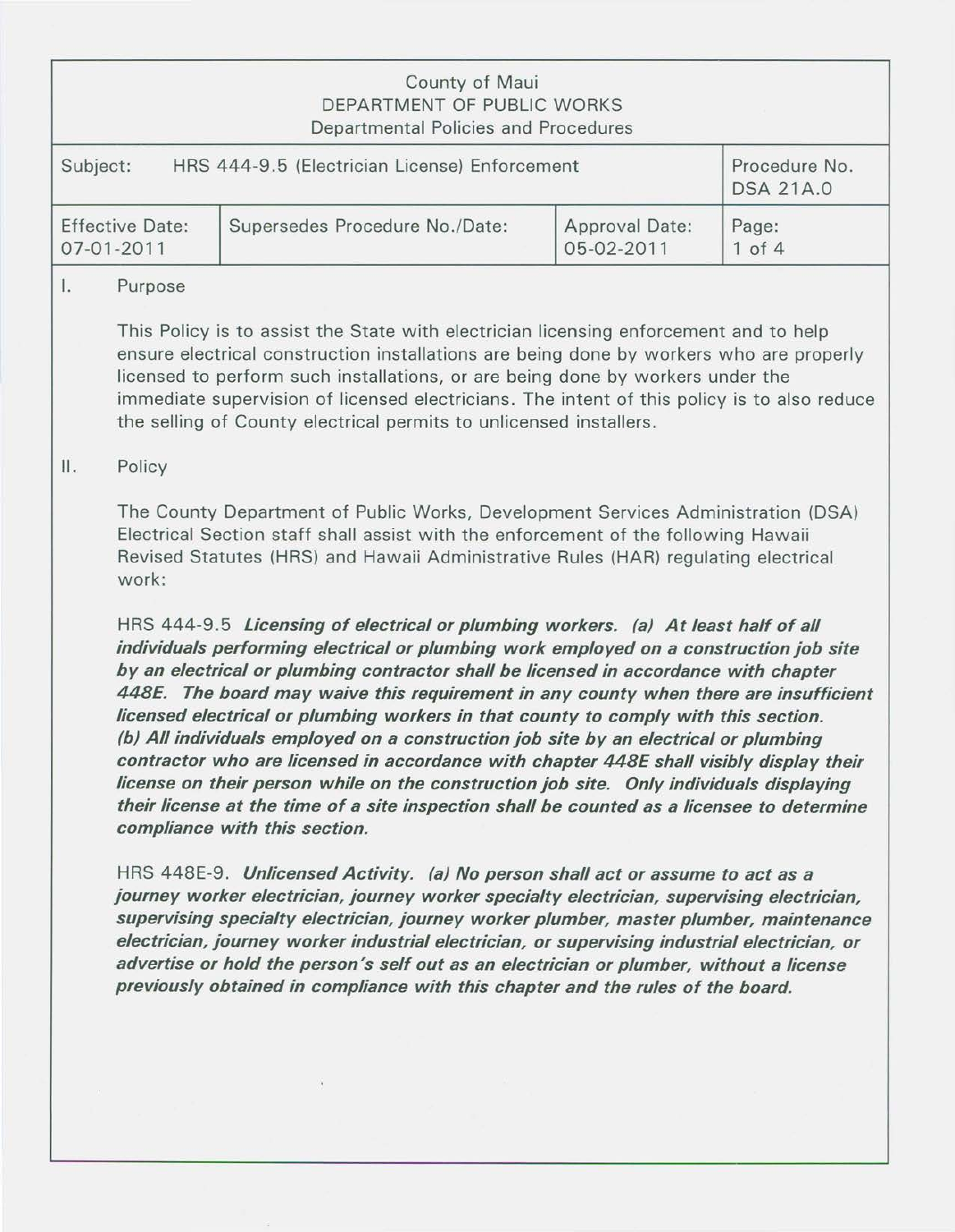County of Maui
DEPARTMENT OF PUBLIC WORKS
Departmental Policies and Procedures

| Subject: HRS 444-9.5 (Electrician License) Enforcement | | | Procedure No. DSA 21A.0 |
|---|---|---|---|
| Effective Date: 07-01-2011 | Supersedes Procedure No./Date: | Approval Date: 05-02-2011 | Page: 1 of 4 |

## I. Purpose

This Policy is to assist the State with electrician licensing enforcement and to help ensure electrical construction installations are being done by workers who are properly licensed to perform such installations, or are being done by workers under the immediate supervision of licensed electricians. The intent of this policy is to also reduce the selling of County electrical permits to unlicensed installers.

## II. Policy

The County Department of Public Works, Development Services Administration (DSA) Electrical Section staff shall assist with the enforcement of the following Hawaii Revised Statutes (HRS) and Hawaii Administrative Rules (HAR) regulating electrical work:

HRS 444-9.5 ***Licensing of electrical or plumbing workers. (a) At least half of all individuals performing electrical or plumbing work employed on a construction job site by an electrical or plumbing contractor shall be licensed in accordance with chapter 448E. The board may waive this requirement in any county when there are insufficient licensed electrical or plumbing workers in that county to comply with this section. (b) All individuals employed on a construction job site by an electrical or plumbing contractor who are licensed in accordance with chapter 448E shall visibly display their license on their person while on the construction job site. Only individuals displaying their license at the time of a site inspection shall be counted as a licensee to determine compliance with this section.***

HRS 448E-9. ***Unlicensed Activity. (a) No person shall act or assume to act as a journey worker electrician, journey worker specialty electrician, supervising electrician, supervising specialty electrician, journey worker plumber, master plumber, maintenance electrician, journey worker industrial electrician, or supervising industrial electrician, or advertise or hold the person's self out as an electrician or plumber, without a license previously obtained in compliance with this chapter and the rules of the board.***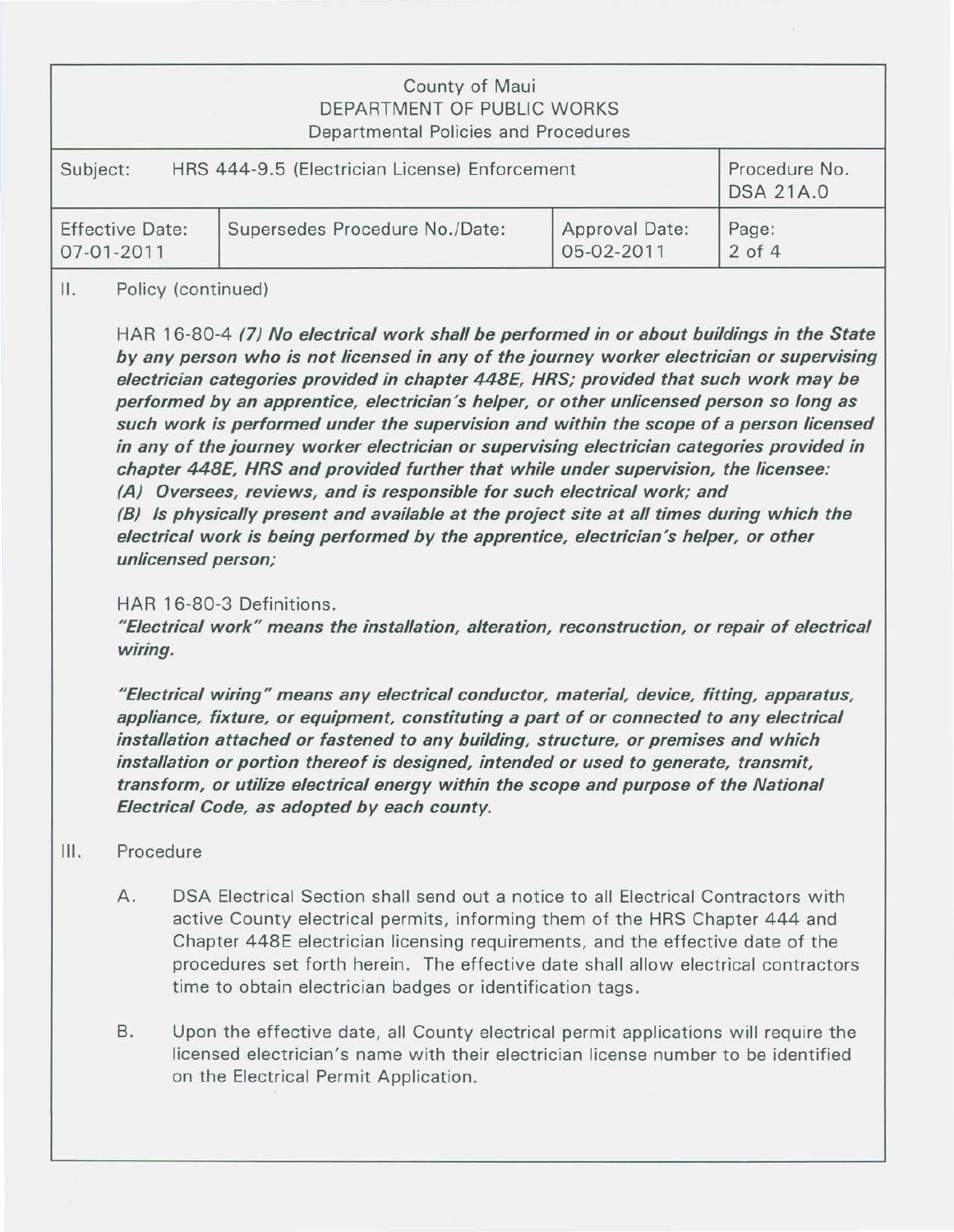County of Maui
DEPARTMENT OF PUBLIC WORKS
Departmental Policies and Procedures

| Subject: HRS 444-9.5 (Electrician License) Enforcement | | | Procedure No. DSA 21A.0 |
|---|---|---|---|
| Effective Date: 07-01-2011 | Supersedes Procedure No./Date: | Approval Date: 05-02-2011 | Page: 2 of 4 |

II. Policy (continued)

HAR 16-80-4 ***(7) No electrical work shall be performed in or about buildings in the State by any person who is not licensed in any of the journey worker electrician or supervising electrician categories provided in chapter 448E, HRS; provided that such work may be performed by an apprentice, electrician's helper, or other unlicensed person so long as such work is performed under the supervision and within the scope of a person licensed in any of the journey worker electrician or supervising electrician categories provided in chapter 448E, HRS and provided further that while under supervision, the licensee:***
***(A) Oversees, reviews, and is responsible for such electrical work; and***
***(B) Is physically present and available at the project site at all times during which the electrical work is being performed by the apprentice, electrician's helper, or other unlicensed person;***

HAR 16-80-3 Definitions.
***"Electrical work" means the installation, alteration, reconstruction, or repair of electrical wiring.***

***"Electrical wiring" means any electrical conductor, material, device, fitting, apparatus, appliance, fixture, or equipment, constituting a part of or connected to any electrical installation attached or fastened to any building, structure, or premises and which installation or portion thereof is designed, intended or used to generate, transmit, transform, or utilize electrical energy within the scope and purpose of the National Electrical Code, as adopted by each county.***

III. Procedure

A. DSA Electrical Section shall send out a notice to all Electrical Contractors with active County electrical permits, informing them of the HRS Chapter 444 and Chapter 448E electrician licensing requirements, and the effective date of the procedures set forth herein. The effective date shall allow electrical contractors time to obtain electrician badges or identification tags.

B. Upon the effective date, all County electrical permit applications will require the licensed electrician's name with their electrician license number to be identified on the Electrical Permit Application.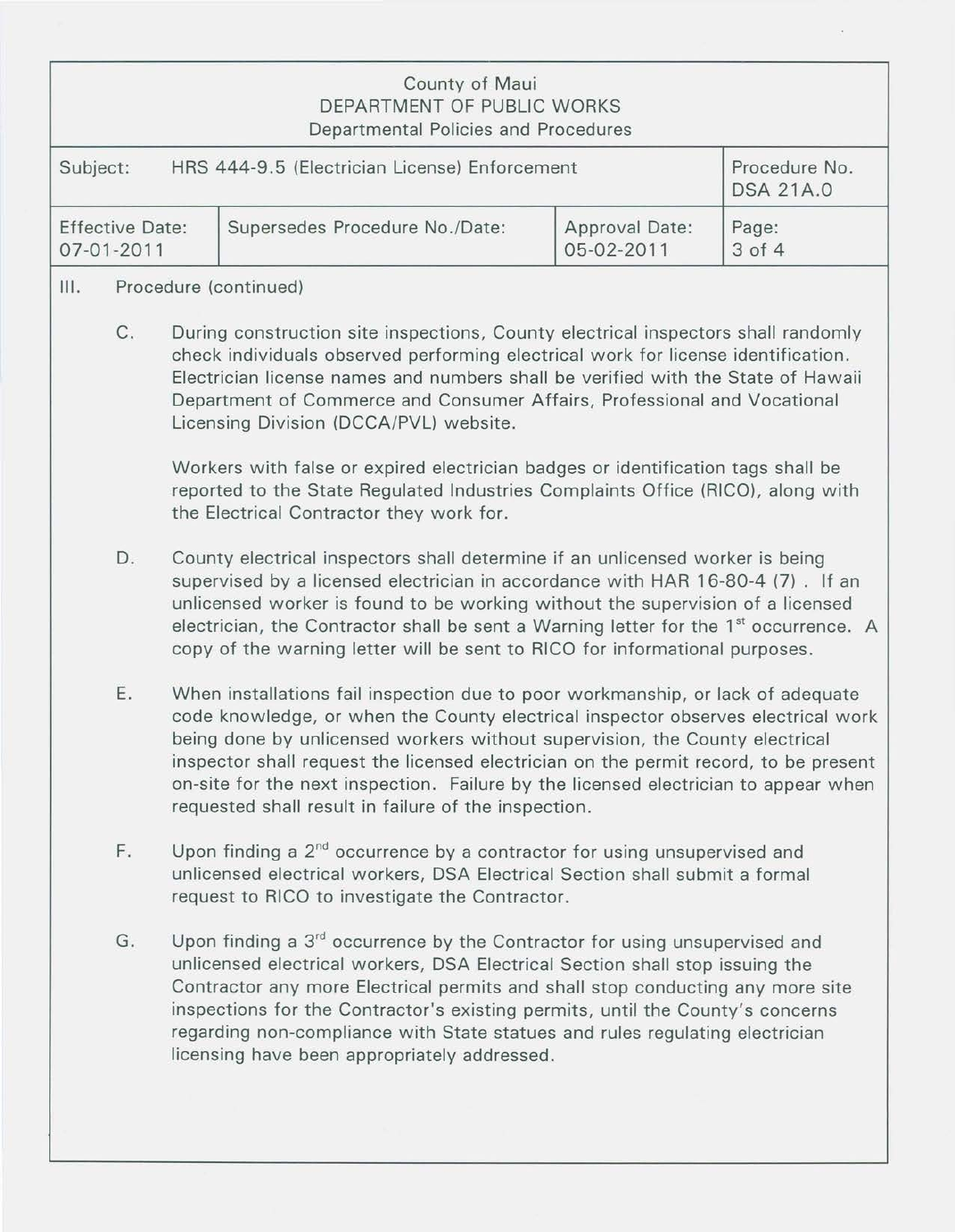County of Maui
DEPARTMENT OF PUBLIC WORKS
Departmental Policies and Procedures

| Subject: HRS 444-9.5 (Electrician License) Enforcement | | | Procedure No. DSA 21A.0 |
|---|---|---|---|
| Effective Date: 07-01-2011 | Supersedes Procedure No./Date: | Approval Date: 05-02-2011 | Page: 3 of 4 |

III. Procedure (continued)

C. During construction site inspections, County electrical inspectors shall randomly check individuals observed performing electrical work for license identification. Electrician license names and numbers shall be verified with the State of Hawaii Department of Commerce and Consumer Affairs, Professional and Vocational Licensing Division (DCCA/PVL) website.

   Workers with false or expired electrician badges or identification tags shall be reported to the State Regulated Industries Complaints Office (RICO), along with the Electrical Contractor they work for.

D. County electrical inspectors shall determine if an unlicensed worker is being supervised by a licensed electrician in accordance with HAR 16-80-4 (7). If an unlicensed worker is found to be working without the supervision of a licensed electrician, the Contractor shall be sent a Warning letter for the 1st occurrence. A copy of the warning letter will be sent to RICO for informational purposes.

E. When installations fail inspection due to poor workmanship, or lack of adequate code knowledge, or when the County electrical inspector observes electrical work being done by unlicensed workers without supervision, the County electrical inspector shall request the licensed electrician on the permit record, to be present on-site for the next inspection. Failure by the licensed electrician to appear when requested shall result in failure of the inspection.

F. Upon finding a 2nd occurrence by a contractor for using unsupervised and unlicensed electrical workers, DSA Electrical Section shall submit a formal request to RICO to investigate the Contractor.

G. Upon finding a 3rd occurrence by the Contractor for using unsupervised and unlicensed electrical workers, DSA Electrical Section shall stop issuing the Contractor any more Electrical permits and shall stop conducting any more site inspections for the Contractor's existing permits, until the County's concerns regarding non-compliance with State statues and rules regulating electrician licensing have been appropriately addressed.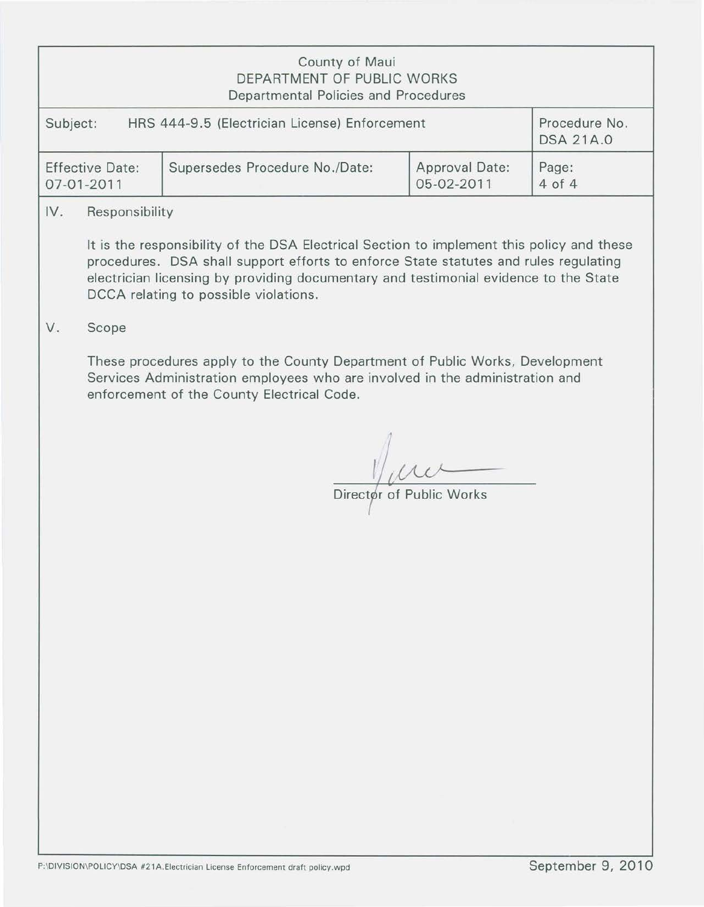County of Maui
DEPARTMENT OF PUBLIC WORKS
Departmental Policies and Procedures

| Subject: HRS 444-9.5 (Electrician License) Enforcement | | | Procedure No. DSA 21A.0 |
|---|---|---|---|
| Effective Date: 07-01-2011 | Supersedes Procedure No./Date: | Approval Date: 05-02-2011 | Page: 4 of 4 |

## IV. Responsibility

It is the responsibility of the DSA Electrical Section to implement this policy and these procedures. DSA shall support efforts to enforce State statutes and rules regulating electrician licensing by providing documentary and testimonial evidence to the State DCCA relating to possible violations.

## V. Scope

These procedures apply to the County Department of Public Works, Development Services Administration employees who are involved in the administration and enforcement of the County Electrical Code.

Director of Public Works

F:\DIVISION\POLICY\DSA #21A.Electrician License Enforcement draft policy.wpd

September 9, 2010